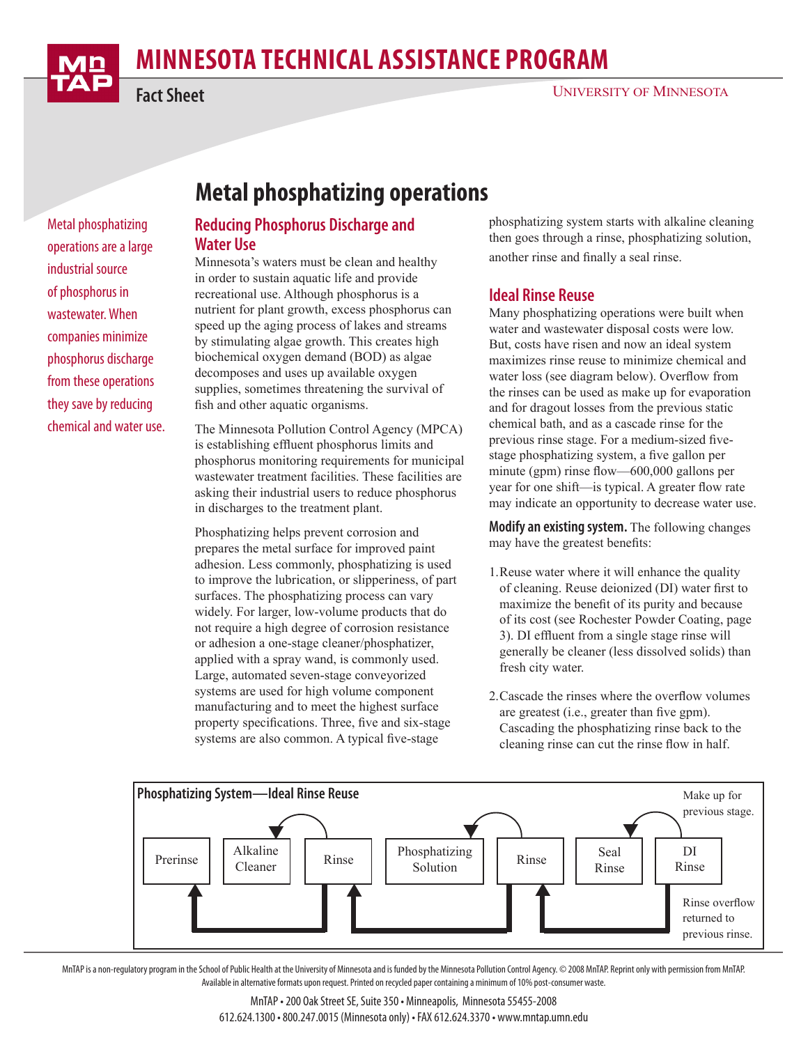# MINNESOTA TECHNICAL ASSISTANCE PROGRAM

**Fact Sheet**

UNIVERSITY OF MINNESOTA

# Metal phosphatizing operations

Metal phosphatizing operations are a large industrial source of phosphorus in wastewater. When companies minimize phosphorus discharge from these operations they save by reducing chemical and water use.

## Reducing Phosphorus Discharge and Water Use

Minnesota's waters must be clean and healthy in order to sustain aquatic life and provide recreational use. Although phosphorus is a nutrient for plant growth, excess phosphorus can speed up the aging process of lakes and streams by stimulating algae growth. This creates high biochemical oxygen demand (BOD) as algae decomposes and uses up available oxygen supplies, sometimes threatening the survival of fish and other aquatic organisms.

The Minnesota Pollution Control Agency (MPCA) is establishing effluent phosphorus limits and phosphorus monitoring requirements for municipal wastewater treatment facilities. These facilities are asking their industrial users to reduce phosphorus in discharges to the treatment plant.

Phosphatizing helps prevent corrosion and prepares the metal surface for improved paint adhesion. Less commonly, phosphatizing is used to improve the lubrication, or slipperiness, of part surfaces. The phosphatizing process can vary widely. For larger, low-volume products that do not require a high degree of corrosion resistance or adhesion a one-stage cleaner/phosphatizer, applied with a spray wand, is commonly used. Large, automated seven-stage conveyorized systems are used for high volume component manufacturing and to meet the highest surface property specifications. Three, five and six-stage systems are also common. A typical five-stage phosphatizing system starts with alkaline cleaning then goes through a rinse, phosphatizing solution, another rinse and finally a seal rinse.

## Ideal Rinse Reuse

Many phosphatizing operations were built when water and wastewater disposal costs were low. But, costs have risen and now an ideal system maximizes rinse reuse to minimize chemical and water loss (see diagram below). Overflow from the rinses can be used as make up for evaporation and for dragout losses from the previous static chemical bath, and as a cascade rinse for the previous rinse stage. For a medium-sized five-stage phosphatizing system, a five gallon per minute (gpm) rinse flow—600,000 gallons per year for one shift—is typical. A greater flow rate may indicate an opportunity to decrease water use.

**Modify an existing system.** The following changes may have the greatest benefits:

1. Reuse water where it will enhance the quality of cleaning. Reuse deionized (DI) water first to maximize the benefit of its purity and because of its cost (see Rochester Powder Coating, page 3). DI effluent from a single stage rinse will generally be cleaner (less dissolved solids) than fresh city water.

2. Cascade the rinses where the overflow volumes are greatest (i.e., greater than five gpm). Cascading the phosphatizing rinse back to the cleaning rinse can cut the rinse flow in half.

**Phosphatizing System—Ideal Rinse Reuse**

Prerinse → Alkaline Cleaner → Rinse → Phosphatizing Solution → Rinse → Seal Rinse → DI Rinse

Make up for previous stage.

Rinse overflow returned to previous rinse.

MnTAP is a non-regulatory program in the School of Public Health at the University of Minnesota and is funded by the Minnesota Pollution Control Agency. © 2008 MnTAP. Reprint only with permission from MnTAP. Available in alternative formats upon request. Printed on recycled paper containing a minimum of 10% post-consumer waste.

MnTAP • 200 Oak Street SE, Suite 350 • Minneapolis, Minnesota 55455-2008
612.624.1300 • 800.247.0015 (Minnesota only) • FAX 612.624.3370 • www.mntap.umn.edu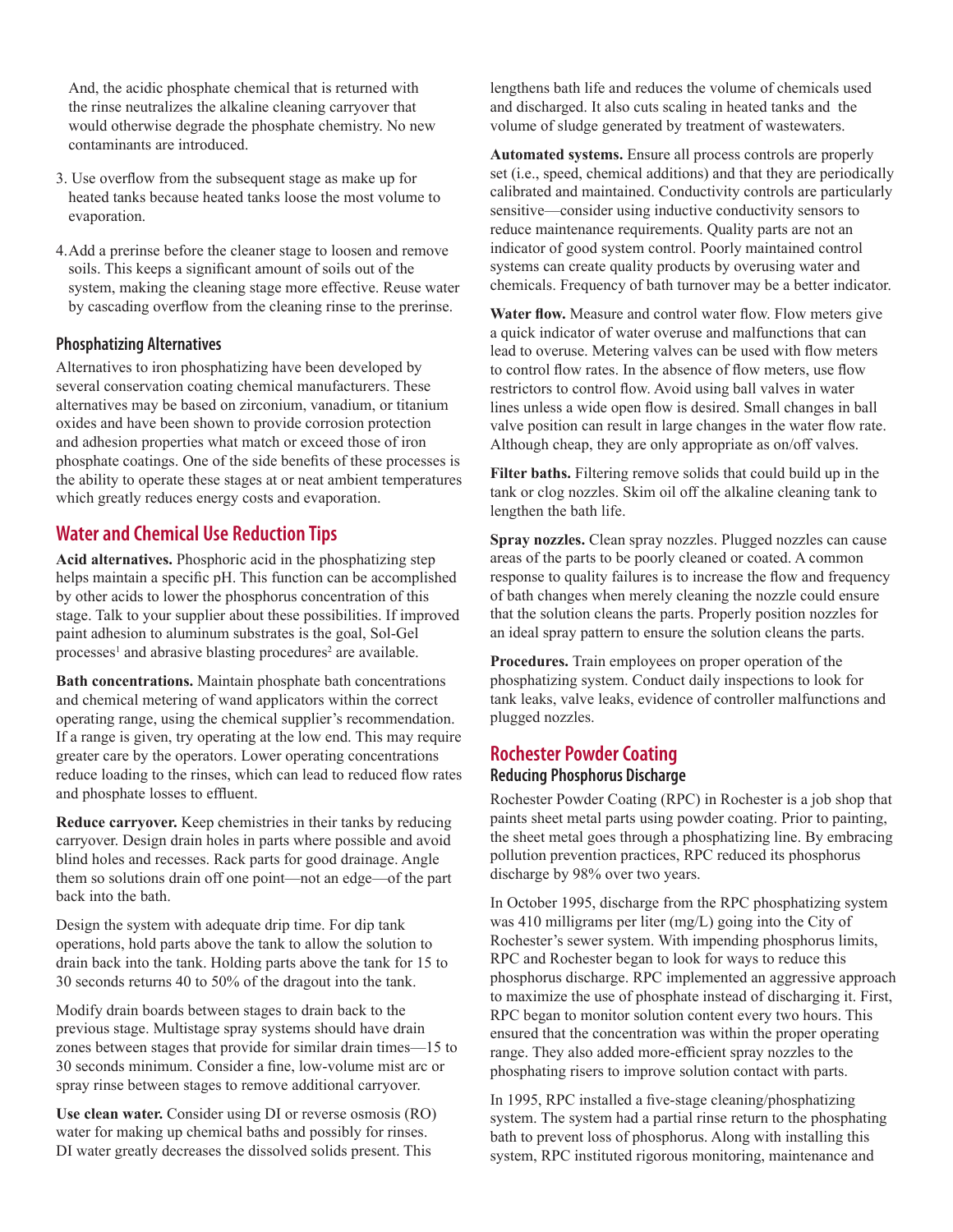And, the acidic phosphate chemical that is returned with the rinse neutralizes the alkaline cleaning carryover that would otherwise degrade the phosphate chemistry. No new contaminants are introduced.

3. Use overflow from the subsequent stage as make up for heated tanks because heated tanks loose the most volume to evaporation.

4. Add a prerinse before the cleaner stage to loosen and remove soils. This keeps a significant amount of soils out of the system, making the cleaning stage more effective. Reuse water by cascading overflow from the cleaning rinse to the prerinse.

### Phosphatizing Alternatives

Alternatives to iron phosphatizing have been developed by several conservation coating chemical manufacturers. These alternatives may be based on zirconium, vanadium, or titanium oxides and have been shown to provide corrosion protection and adhesion properties what match or exceed those of iron phosphate coatings. One of the side benefits of these processes is the ability to operate these stages at or neat ambient temperatures which greatly reduces energy costs and evaporation.

## Water and Chemical Use Reduction Tips

**Acid alternatives.** Phosphoric acid in the phosphatizing step helps maintain a specific pH. This function can be accomplished by other acids to lower the phosphorus concentration of this stage. Talk to your supplier about these possibilities. If improved paint adhesion to aluminum substrates is the goal, Sol-Gel processes[1] and abrasive blasting procedures[2] are available.

**Bath concentrations.** Maintain phosphate bath concentrations and chemical metering of wand applicators within the correct operating range, using the chemical supplier's recommendation. If a range is given, try operating at the low end. This may require greater care by the operators. Lower operating concentrations reduce loading to the rinses, which can lead to reduced flow rates and phosphate losses to effluent.

**Reduce carryover.** Keep chemistries in their tanks by reducing carryover. Design drain holes in parts where possible and avoid blind holes and recesses. Rack parts for good drainage. Angle them so solutions drain off one point—not an edge—of the part back into the bath.

Design the system with adequate drip time. For dip tank operations, hold parts above the tank to allow the solution to drain back into the tank. Holding parts above the tank for 15 to 30 seconds returns 40 to 50% of the dragout into the tank.

Modify drain boards between stages to drain back to the previous stage. Multistage spray systems should have drain zones between stages that provide for similar drain times—15 to 30 seconds minimum. Consider a fine, low-volume mist arc or spray rinse between stages to remove additional carryover.

**Use clean water.** Consider using DI or reverse osmosis (RO) water for making up chemical baths and possibly for rinses. DI water greatly decreases the dissolved solids present. This lengthens bath life and reduces the volume of chemicals used and discharged. It also cuts scaling in heated tanks and the volume of sludge generated by treatment of wastewaters.

**Automated systems.** Ensure all process controls are properly set (i.e., speed, chemical additions) and that they are periodically calibrated and maintained. Conductivity controls are particularly sensitive—consider using inductive conductivity sensors to reduce maintenance requirements. Quality parts are not an indicator of good system control. Poorly maintained control systems can create quality products by overusing water and chemicals. Frequency of bath turnover may be a better indicator.

**Water flow.** Measure and control water flow. Flow meters give a quick indicator of water overuse and malfunctions that can lead to overuse. Metering valves can be used with flow meters to control flow rates. In the absence of flow meters, use flow restrictors to control flow. Avoid using ball valves in water lines unless a wide open flow is desired. Small changes in ball valve position can result in large changes in the water flow rate. Although cheap, they are only appropriate as on/off valves.

**Filter baths.** Filtering remove solids that could build up in the tank or clog nozzles. Skim oil off the alkaline cleaning tank to lengthen the bath life.

**Spray nozzles.** Clean spray nozzles. Plugged nozzles can cause areas of the parts to be poorly cleaned or coated. A common response to quality failures is to increase the flow and frequency of bath changes when merely cleaning the nozzle could ensure that the solution cleans the parts. Properly position nozzles for an ideal spray pattern to ensure the solution cleans the parts.

**Procedures.** Train employees on proper operation of the phosphatizing system. Conduct daily inspections to look for tank leaks, valve leaks, evidence of controller malfunctions and plugged nozzles.

## Rochester Powder Coating

### Reducing Phosphorus Discharge

Rochester Powder Coating (RPC) in Rochester is a job shop that paints sheet metal parts using powder coating. Prior to painting, the sheet metal goes through a phosphatizing line. By embracing pollution prevention practices, RPC reduced its phosphorus discharge by 98% over two years.

In October 1995, discharge from the RPC phosphatizing system was 410 milligrams per liter (mg/L) going into the City of Rochester's sewer system. With impending phosphorus limits, RPC and Rochester began to look for ways to reduce this phosphorus discharge. RPC implemented an aggressive approach to maximize the use of phosphate instead of discharging it. First, RPC began to monitor solution content every two hours. This ensured that the concentration was within the proper operating range. They also added more-efficient spray nozzles to the phosphating risers to improve solution contact with parts.

In 1995, RPC installed a five-stage cleaning/phosphatizing system. The system had a partial rinse return to the phosphating bath to prevent loss of phosphorus. Along with installing this system, RPC instituted rigorous monitoring, maintenance and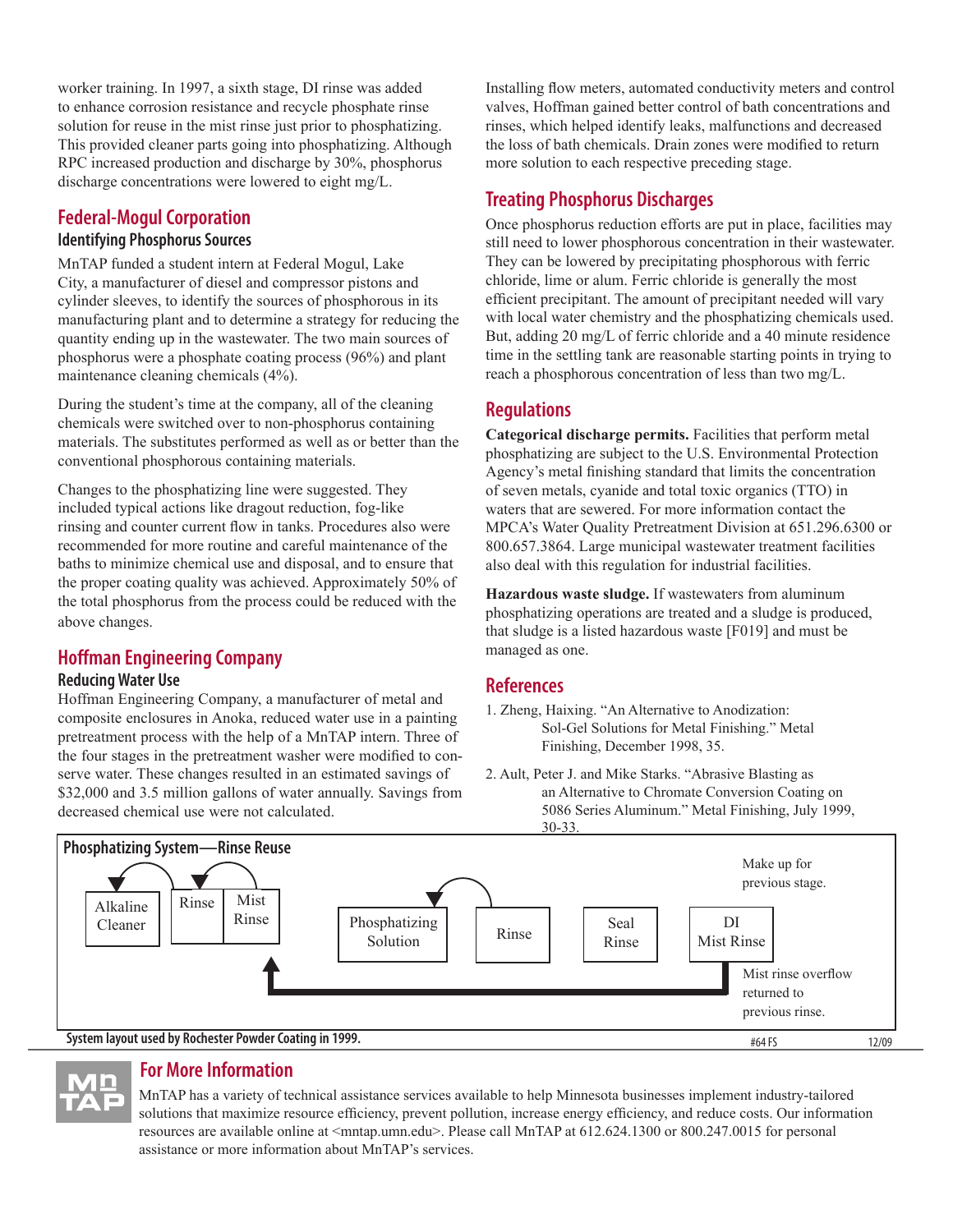worker training. In 1997, a sixth stage, DI rinse was added to enhance corrosion resistance and recycle phosphate rinse solution for reuse in the mist rinse just prior to phosphatizing. This provided cleaner parts going into phosphatizing. Although RPC increased production and discharge by 30%, phosphorus discharge concentrations were lowered to eight mg/L.

## Federal-Mogul Corporation

### Identifying Phosphorous Sources

MnTAP funded a student intern at Federal Mogul, Lake City, a manufacturer of diesel and compressor pistons and cylinder sleeves, to identify the sources of phosphorous in its manufacturing plant and to determine a strategy for reducing the quantity ending up in the wastewater. The two main sources of phosphorus were a phosphate coating process (96%) and plant maintenance cleaning chemicals (4%).

During the student's time at the company, all of the cleaning chemicals were switched over to non-phosphorus containing materials. The substitutes performed as well as or better than the conventional phosphorous containing materials.

Changes to the phosphatizing line were suggested. They included typical actions like dragout reduction, fog-like rinsing and counter current flow in tanks. Procedures also were recommended for more routine and careful maintenance of the baths to minimize chemical use and disposal, and to ensure that the proper coating quality was achieved. Approximately 50% of the total phosphorus from the process could be reduced with the above changes.

## Hoffman Engineering Company

### Reducing Water Use

Hoffman Engineering Company, a manufacturer of metal and composite enclosures in Anoka, reduced water use in a painting pretreatment process with the help of a MnTAP intern. Three of the four stages in the pretreatment washer were modified to conserve water. These changes resulted in an estimated savings of $32,000 and 3.5 million gallons of water annually. Savings from decreased chemical use were not calculated.

Installing flow meters, automated conductivity meters and control valves, Hoffman gained better control of bath concentrations and rinses, which helped identify leaks, malfunctions and decreased the loss of bath chemicals. Drain zones were modified to return more solution to each respective preceding stage.

## Treating Phosphorus Discharges

Once phosphorus reduction efforts are put in place, facilities may still need to lower phosphorous concentration in their wastewater. They can be lowered by precipitating phosphorous with ferric chloride, lime or alum. Ferric chloride is generally the most efficient precipitant. The amount of precipitant needed will vary with local water chemistry and the phosphatizing chemicals used. But, adding 20 mg/L of ferric chloride and a 40 minute residence time in the settling tank are reasonable starting points in trying to reach a phosphorous concentration of less than two mg/L.

## Regulations

**Categorical discharge permits.** Facilities that perform metal phosphatizing are subject to the U.S. Environmental Protection Agency's metal finishing standard that limits the concentration of seven metals, cyanide and total toxic organics (TTO) in waters that are sewered. For more information contact the MPCA's Water Quality Pretreatment Division at 651.296.6300 or 800.657.3864. Large municipal wastewater treatment facilities also deal with this regulation for industrial facilities.

**Hazardous waste sludge.** If wastewaters from aluminum phosphatizing operations are treated and a sludge is produced, that sludge is a listed hazardous waste [F019] and must be managed as one.

## References

1. Zheng, Haixing. "An Alternative to Anodization: Sol-Gel Solutions for Metal Finishing." Metal Finishing, December 1998, 35.
2. Ault, Peter J. and Mike Starks. "Abrasive Blasting as an Alternative to Chromate Conversion Coating on 5086 Series Aluminum." Metal Finishing, July 1999, 30-33.

**Phosphatizing System—Rinse Reuse**

Alkaline Cleaner

Rinse

Mist Rinse

Phosphatizing Solution

Rinse

Seal Rinse

DI Mist Rinse

Make up for previous stage.

Mist rinse overflow returned to previous rinse.

System layout used by Rochester Powder Coating in 1999.

#64 FS 12/09

## For More Information

MnTAP has a variety of technical assistance services available to help Minnesota businesses implement industry-tailored solutions that maximize resource efficiency, prevent pollution, increase energy efficiency, and reduce costs. Our information resources are available online at <mntap.umn.edu>. Please call MnTAP at 612.624.1300 or 800.247.0015 for personal assistance or more information about MnTAP's services.